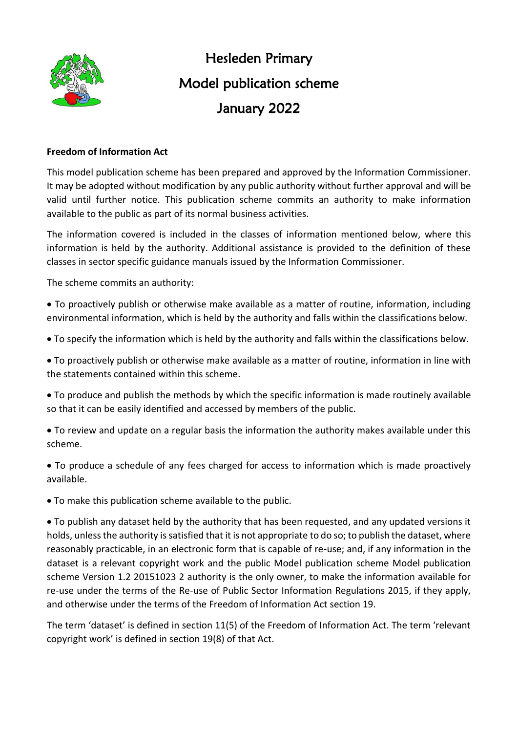# Hesleden Primary
# Model publication scheme
# January 2022

**Freedom of Information Act**

This model publication scheme has been prepared and approved by the Information Commissioner. It may be adopted without modification by any public authority without further approval and will be valid until further notice. This publication scheme commits an authority to make information available to the public as part of its normal business activities.

The information covered is included in the classes of information mentioned below, where this information is held by the authority. Additional assistance is provided to the definition of these classes in sector specific guidance manuals issued by the Information Commissioner.

The scheme commits an authority:

- To proactively publish or otherwise make available as a matter of routine, information, including environmental information, which is held by the authority and falls within the classifications below.
- To specify the information which is held by the authority and falls within the classifications below.
- To proactively publish or otherwise make available as a matter of routine, information in line with the statements contained within this scheme.
- To produce and publish the methods by which the specific information is made routinely available so that it can be easily identified and accessed by members of the public.
- To review and update on a regular basis the information the authority makes available under this scheme.
- To produce a schedule of any fees charged for access to information which is made proactively available.
- To make this publication scheme available to the public.
- To publish any dataset held by the authority that has been requested, and any updated versions it holds, unless the authority is satisfied that it is not appropriate to do so; to publish the dataset, where reasonably practicable, in an electronic form that is capable of re-use; and, if any information in the dataset is a relevant copyright work and the public Model publication scheme Model publication scheme Version 1.2 20151023 2 authority is the only owner, to make the information available for re-use under the terms of the Re-use of Public Sector Information Regulations 2015, if they apply, and otherwise under the terms of the Freedom of Information Act section 19.

The term 'dataset' is defined in section 11(5) of the Freedom of Information Act. The term 'relevant copyright work' is defined in section 19(8) of that Act.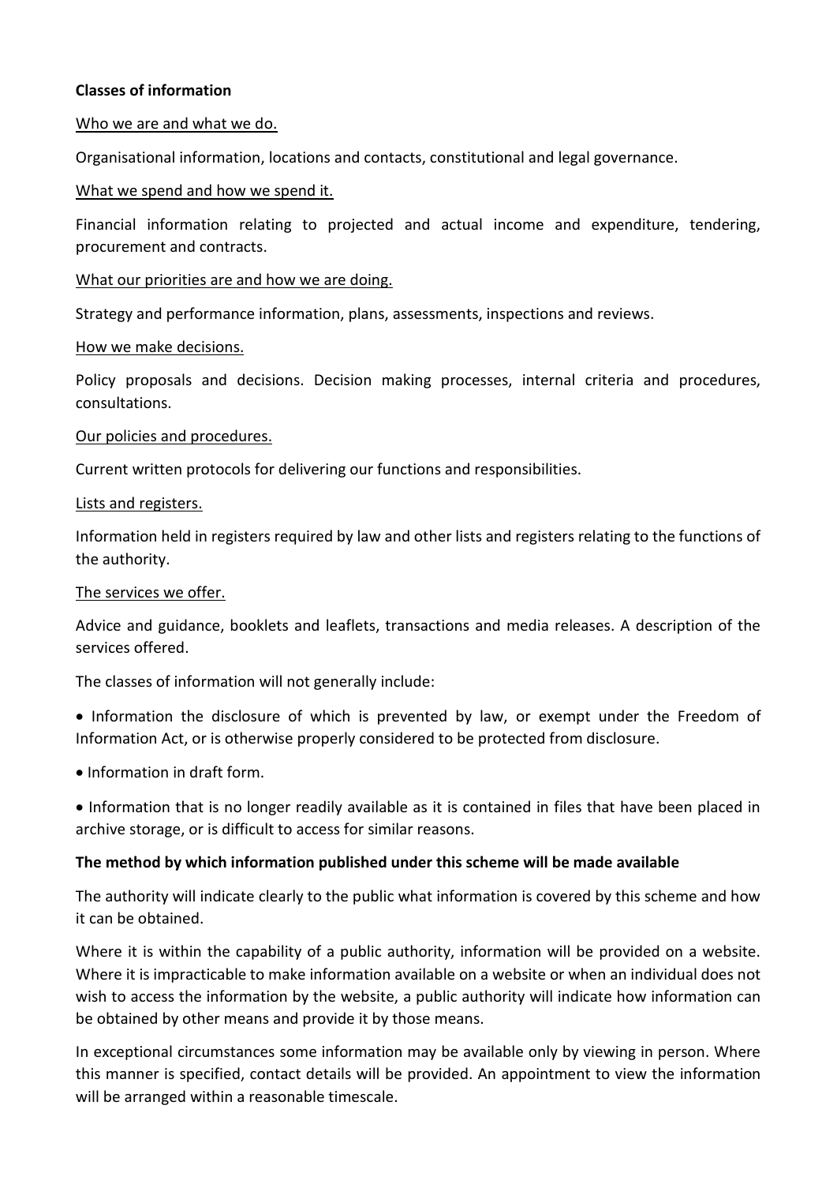**Classes of information**

Who we are and what we do.

Organisational information, locations and contacts, constitutional and legal governance.

What we spend and how we spend it.

Financial information relating to projected and actual income and expenditure, tendering, procurement and contracts.

What our priorities are and how we are doing.

Strategy and performance information, plans, assessments, inspections and reviews.

How we make decisions.

Policy proposals and decisions. Decision making processes, internal criteria and procedures, consultations.

Our policies and procedures.

Current written protocols for delivering our functions and responsibilities.

Lists and registers.

Information held in registers required by law and other lists and registers relating to the functions of the authority.

The services we offer.

Advice and guidance, booklets and leaflets, transactions and media releases. A description of the services offered.

The classes of information will not generally include:

- Information the disclosure of which is prevented by law, or exempt under the Freedom of Information Act, or is otherwise properly considered to be protected from disclosure.
- Information in draft form.
- Information that is no longer readily available as it is contained in files that have been placed in archive storage, or is difficult to access for similar reasons.

**The method by which information published under this scheme will be made available**

The authority will indicate clearly to the public what information is covered by this scheme and how it can be obtained.

Where it is within the capability of a public authority, information will be provided on a website. Where it is impracticable to make information available on a website or when an individual does not wish to access the information by the website, a public authority will indicate how information can be obtained by other means and provide it by those means.

In exceptional circumstances some information may be available only by viewing in person. Where this manner is specified, contact details will be provided. An appointment to view the information will be arranged within a reasonable timescale.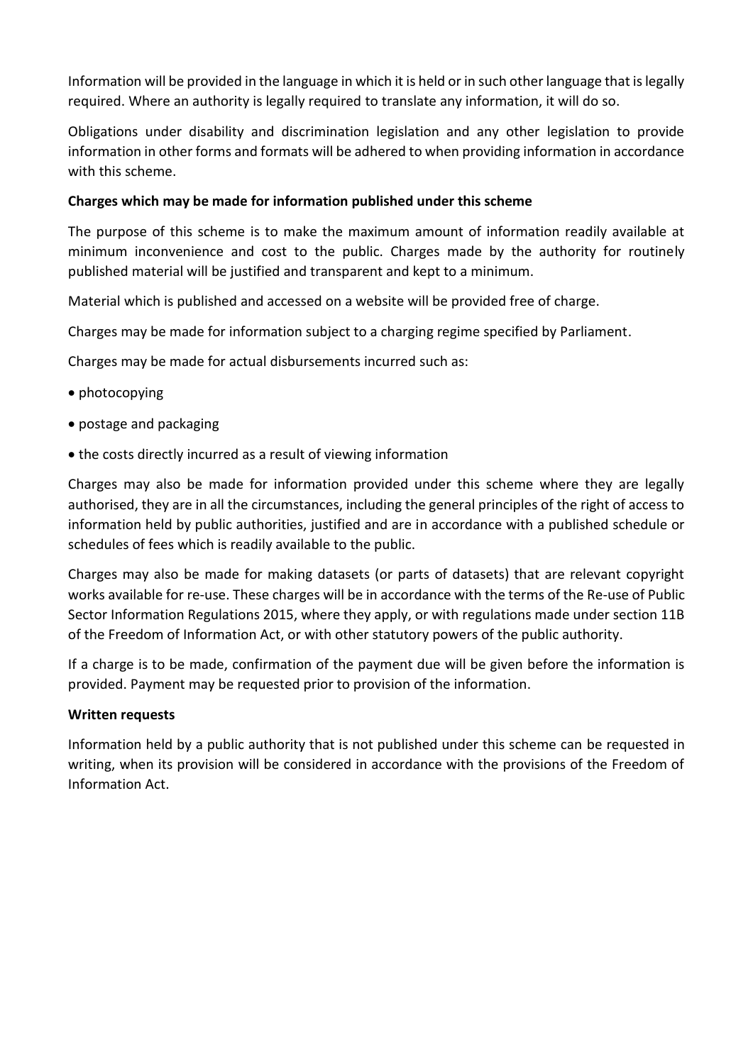Information will be provided in the language in which it is held or in such other language that is legally required. Where an authority is legally required to translate any information, it will do so.

Obligations under disability and discrimination legislation and any other legislation to provide information in other forms and formats will be adhered to when providing information in accordance with this scheme.

**Charges which may be made for information published under this scheme**

The purpose of this scheme is to make the maximum amount of information readily available at minimum inconvenience and cost to the public. Charges made by the authority for routinely published material will be justified and transparent and kept to a minimum.

Material which is published and accessed on a website will be provided free of charge.

Charges may be made for information subject to a charging regime specified by Parliament.

Charges may be made for actual disbursements incurred such as:

- photocopying
- postage and packaging
- the costs directly incurred as a result of viewing information

Charges may also be made for information provided under this scheme where they are legally authorised, they are in all the circumstances, including the general principles of the right of access to information held by public authorities, justified and are in accordance with a published schedule or schedules of fees which is readily available to the public.

Charges may also be made for making datasets (or parts of datasets) that are relevant copyright works available for re-use. These charges will be in accordance with the terms of the Re-use of Public Sector Information Regulations 2015, where they apply, or with regulations made under section 11B of the Freedom of Information Act, or with other statutory powers of the public authority.

If a charge is to be made, confirmation of the payment due will be given before the information is provided. Payment may be requested prior to provision of the information.

**Written requests**

Information held by a public authority that is not published under this scheme can be requested in writing, when its provision will be considered in accordance with the provisions of the Freedom of Information Act.